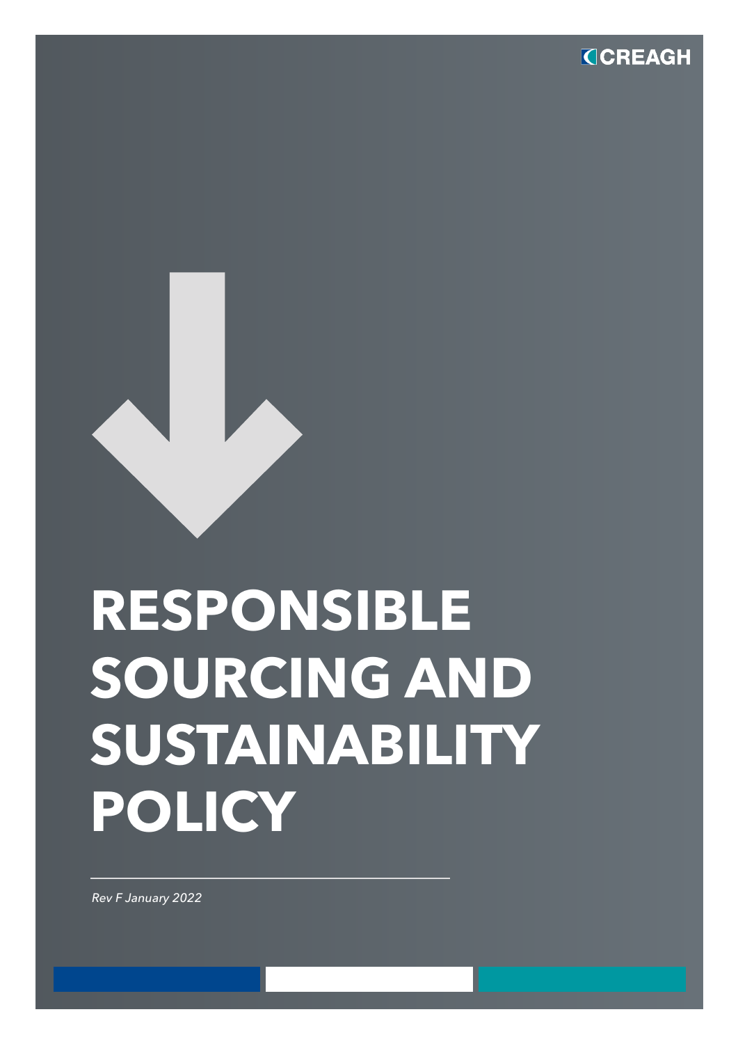CREAGH

# RESPONSIBLE SOURCING AND SUSTAINABILITY POLICY

*Rev F January 2022*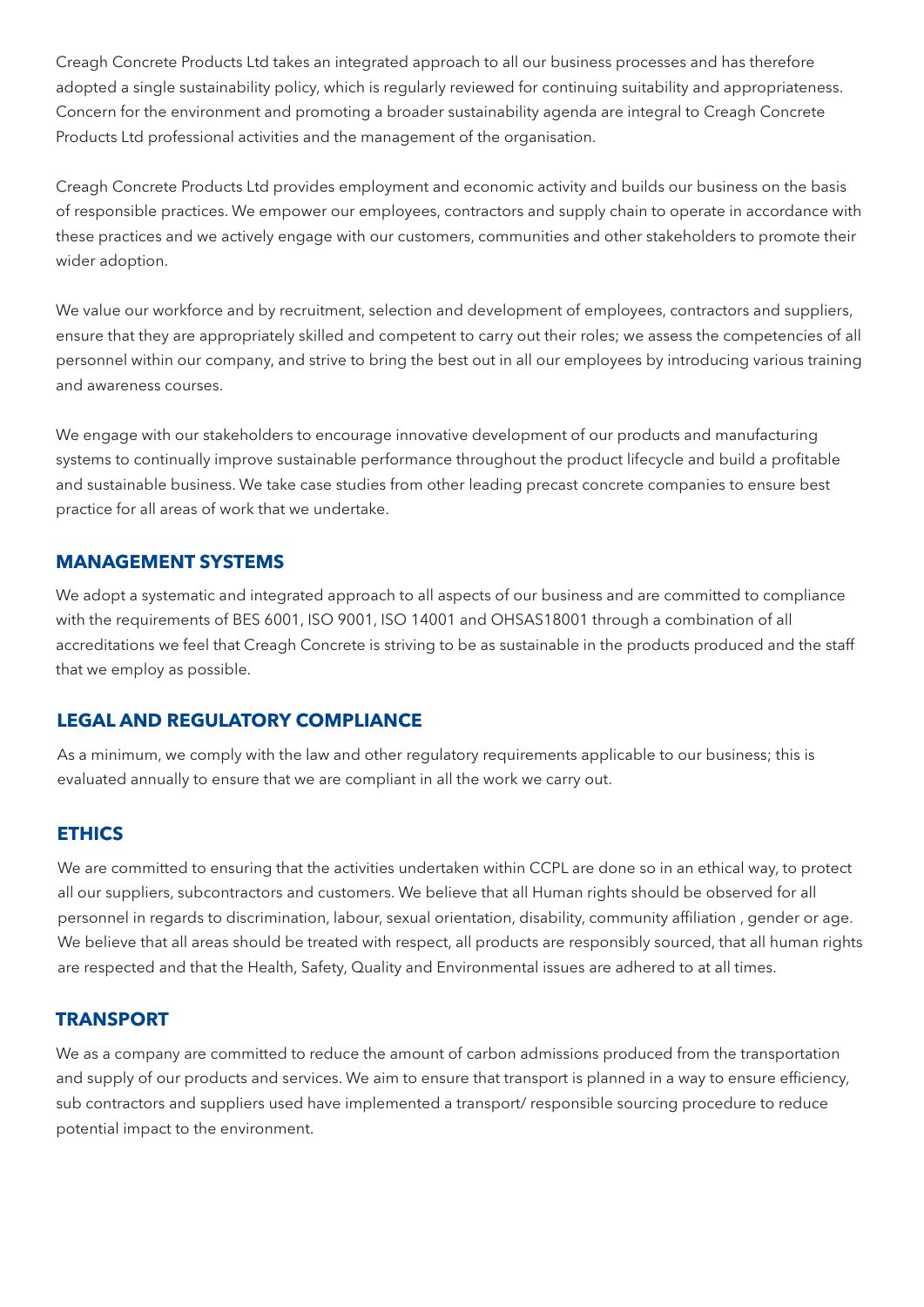Creagh Concrete Products Ltd takes an integrated approach to all our business processes and has therefore adopted a single sustainability policy, which is regularly reviewed for continuing suitability and appropriateness. Concern for the environment and promoting a broader sustainability agenda are integral to Creagh Concrete Products Ltd professional activities and the management of the organisation.

Creagh Concrete Products Ltd provides employment and economic activity and builds our business on the basis of responsible practices. We empower our employees, contractors and supply chain to operate in accordance with these practices and we actively engage with our customers, communities and other stakeholders to promote their wider adoption.

We value our workforce and by recruitment, selection and development of employees, contractors and suppliers, ensure that they are appropriately skilled and competent to carry out their roles; we assess the competencies of all personnel within our company, and strive to bring the best out in all our employees by introducing various training and awareness courses.

We engage with our stakeholders to encourage innovative development of our products and manufacturing systems to continually improve sustainable performance throughout the product lifecycle and build a profitable and sustainable business. We take case studies from other leading precast concrete companies to ensure best practice for all areas of work that we undertake.

## MANAGEMENT SYSTEMS

We adopt a systematic and integrated approach to all aspects of our business and are committed to compliance with the requirements of BES 6001, ISO 9001, ISO 14001 and OHSAS18001 through a combination of all accreditations we feel that Creagh Concrete is striving to be as sustainable in the products produced and the staff that we employ as possible.

## LEGAL AND REGULATORY COMPLIANCE

As a minimum, we comply with the law and other regulatory requirements applicable to our business; this is evaluated annually to ensure that we are compliant in all the work we carry out.

## ETHICS

We are committed to ensuring that the activities undertaken within CCPL are done so in an ethical way, to protect all our suppliers, subcontractors and customers. We believe that all Human rights should be observed for all personnel in regards to discrimination, labour, sexual orientation, disability, community affiliation , gender or age. We believe that all areas should be treated with respect, all products are responsibly sourced, that all human rights are respected and that the Health, Safety, Quality and Environmental issues are adhered to at all times.

## TRANSPORT

We as a company are committed to reduce the amount of carbon admissions produced from the transportation and supply of our products and services. We aim to ensure that transport is planned in a way to ensure efficiency, sub contractors and suppliers used have implemented a transport/ responsible sourcing procedure to reduce potential impact to the environment.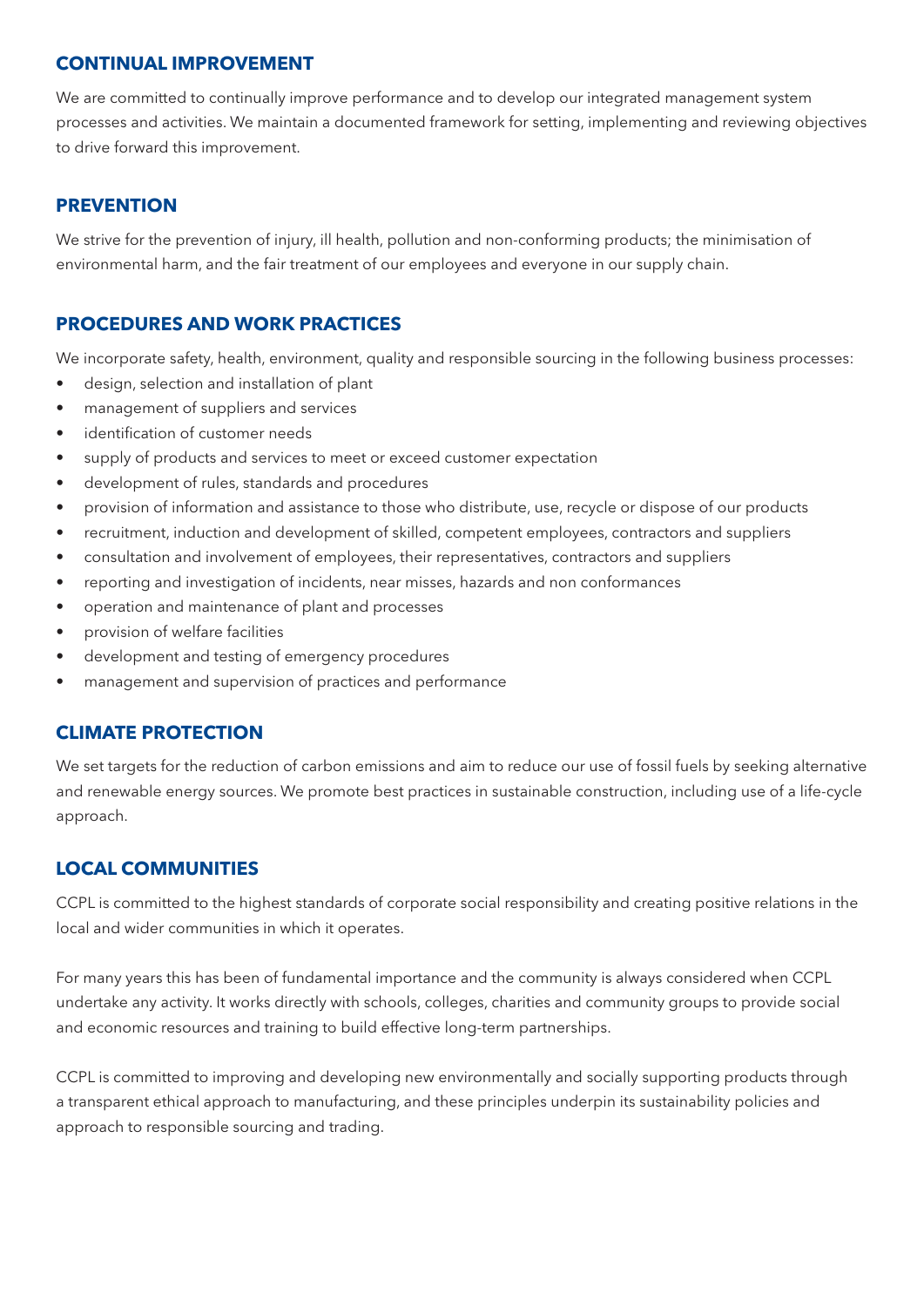## CONTINUAL IMPROVEMENT

We are committed to continually improve performance and to develop our integrated management system processes and activities. We maintain a documented framework for setting, implementing and reviewing objectives to drive forward this improvement.

## PREVENTION

We strive for the prevention of injury, ill health, pollution and non-conforming products; the minimisation of environmental harm, and the fair treatment of our employees and everyone in our supply chain.

## PROCEDURES AND WORK PRACTICES

We incorporate safety, health, environment, quality and responsible sourcing in the following business processes:

- design, selection and installation of plant
- management of suppliers and services
- identification of customer needs
- supply of products and services to meet or exceed customer expectation
- development of rules, standards and procedures
- provision of information and assistance to those who distribute, use, recycle or dispose of our products
- recruitment, induction and development of skilled, competent employees, contractors and suppliers
- consultation and involvement of employees, their representatives, contractors and suppliers
- reporting and investigation of incidents, near misses, hazards and non conformances
- operation and maintenance of plant and processes
- provision of welfare facilities
- development and testing of emergency procedures
- management and supervision of practices and performance

## CLIMATE PROTECTION

We set targets for the reduction of carbon emissions and aim to reduce our use of fossil fuels by seeking alternative and renewable energy sources. We promote best practices in sustainable construction, including use of a life-cycle approach.

## LOCAL COMMUNITIES

CCPL is committed to the highest standards of corporate social responsibility and creating positive relations in the local and wider communities in which it operates.

For many years this has been of fundamental importance and the community is always considered when CCPL undertake any activity. It works directly with schools, colleges, charities and community groups to provide social and economic resources and training to build effective long-term partnerships.

CCPL is committed to improving and developing new environmentally and socially supporting products through a transparent ethical approach to manufacturing, and these principles underpin its sustainability policies and approach to responsible sourcing and trading.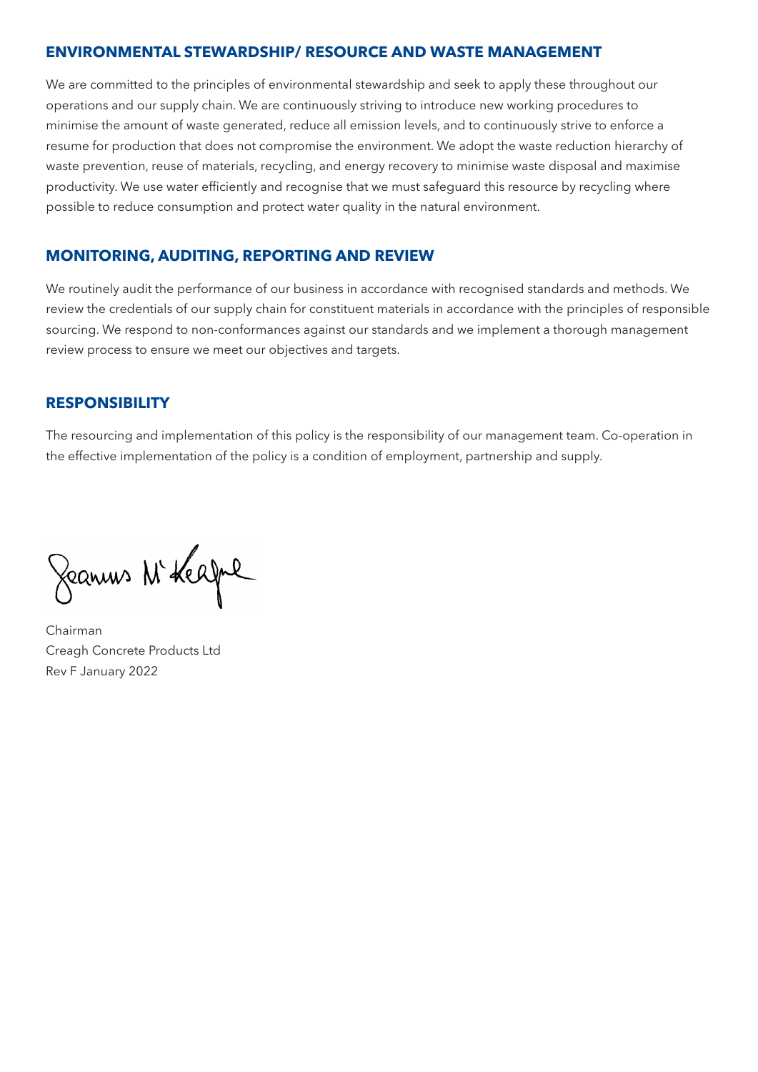## ENVIRONMENTAL STEWARDSHIP/ RESOURCE AND WASTE MANAGEMENT

We are committed to the principles of environmental stewardship and seek to apply these throughout our operations and our supply chain. We are continuously striving to introduce new working procedures to minimise the amount of waste generated, reduce all emission levels, and to continuously strive to enforce a resume for production that does not compromise the environment. We adopt the waste reduction hierarchy of waste prevention, reuse of materials, recycling, and energy recovery to minimise waste disposal and maximise productivity. We use water efficiently and recognise that we must safeguard this resource by recycling where possible to reduce consumption and protect water quality in the natural environment.

## MONITORING, AUDITING, REPORTING AND REVIEW

We routinely audit the performance of our business in accordance with recognised standards and methods. We review the credentials of our supply chain for constituent materials in accordance with the principles of responsible sourcing. We respond to non-conformances against our standards and we implement a thorough management review process to ensure we meet our objectives and targets.

## RESPONSIBILITY

The resourcing and implementation of this policy is the responsibility of our management team. Co-operation in the effective implementation of the policy is a condition of employment, partnership and supply.

Seamus M'Keague

Chairman
Creagh Concrete Products Ltd
Rev F January 2022